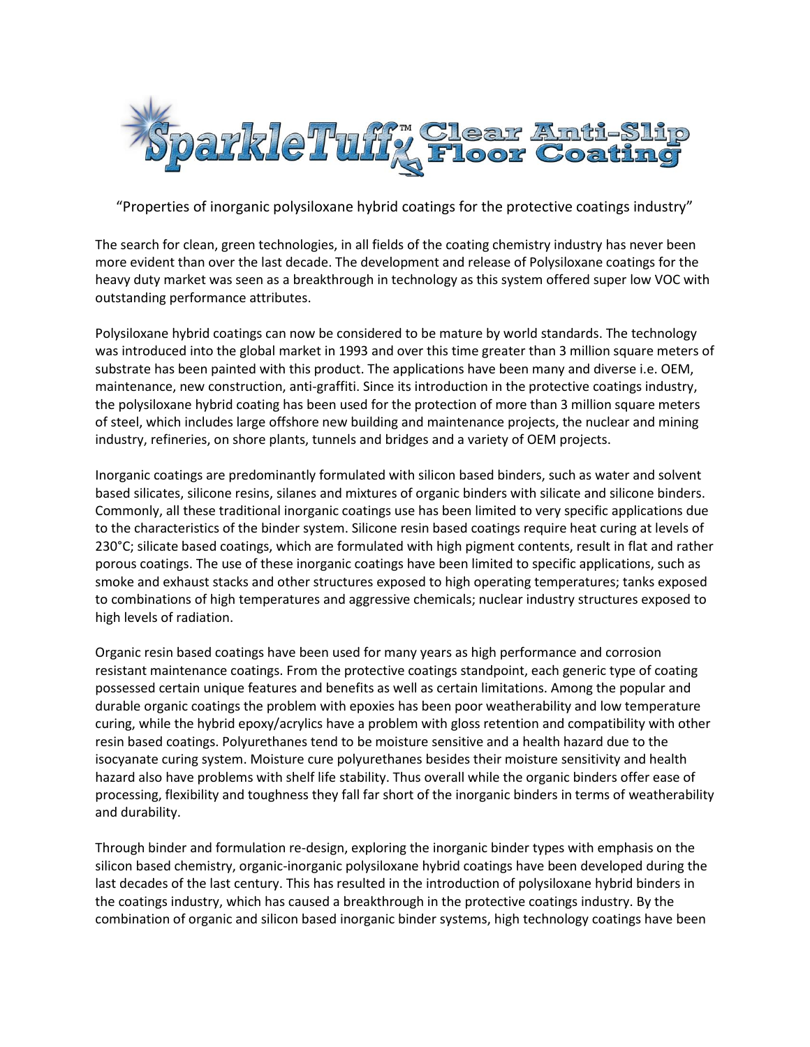# SparkleTuff™ Clear Anti-Slip Floor Coating

"Properties of inorganic polysiloxane hybrid coatings for the protective coatings industry"

The search for clean, green technologies, in all fields of the coating chemistry industry has never been more evident than over the last decade. The development and release of Polysiloxane coatings for the heavy duty market was seen as a breakthrough in technology as this system offered super low VOC with outstanding performance attributes.

Polysiloxane hybrid coatings can now be considered to be mature by world standards. The technology was introduced into the global market in 1993 and over this time greater than 3 million square meters of substrate has been painted with this product. The applications have been many and diverse i.e. OEM, maintenance, new construction, anti-graffiti. Since its introduction in the protective coatings industry, the polysiloxane hybrid coating has been used for the protection of more than 3 million square meters of steel, which includes large offshore new building and maintenance projects, the nuclear and mining industry, refineries, on shore plants, tunnels and bridges and a variety of OEM projects.

Inorganic coatings are predominantly formulated with silicon based binders, such as water and solvent based silicates, silicone resins, silanes and mixtures of organic binders with silicate and silicone binders. Commonly, all these traditional inorganic coatings use has been limited to very specific applications due to the characteristics of the binder system. Silicone resin based coatings require heat curing at levels of 230°C; silicate based coatings, which are formulated with high pigment contents, result in flat and rather porous coatings. The use of these inorganic coatings have been limited to specific applications, such as smoke and exhaust stacks and other structures exposed to high operating temperatures; tanks exposed to combinations of high temperatures and aggressive chemicals; nuclear industry structures exposed to high levels of radiation.

Organic resin based coatings have been used for many years as high performance and corrosion resistant maintenance coatings. From the protective coatings standpoint, each generic type of coating possessed certain unique features and benefits as well as certain limitations. Among the popular and durable organic coatings the problem with epoxies has been poor weatherability and low temperature curing, while the hybrid epoxy/acrylics have a problem with gloss retention and compatibility with other resin based coatings. Polyurethanes tend to be moisture sensitive and a health hazard due to the isocyanate curing system. Moisture cure polyurethanes besides their moisture sensitivity and health hazard also have problems with shelf life stability. Thus overall while the organic binders offer ease of processing, flexibility and toughness they fall far short of the inorganic binders in terms of weatherability and durability.

Through binder and formulation re-design, exploring the inorganic binder types with emphasis on the silicon based chemistry, organic-inorganic polysiloxane hybrid coatings have been developed during the last decades of the last century. This has resulted in the introduction of polysiloxane hybrid binders in the coatings industry, which has caused a breakthrough in the protective coatings industry. By the combination of organic and silicon based inorganic binder systems, high technology coatings have been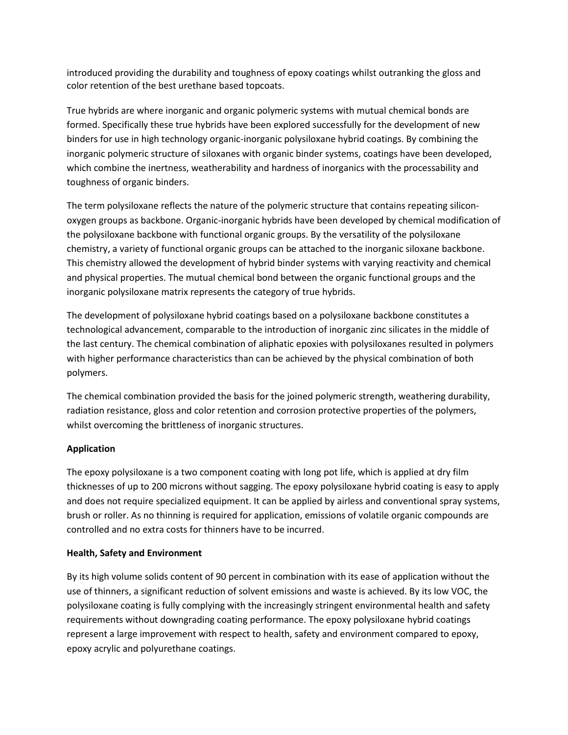introduced providing the durability and toughness of epoxy coatings whilst outranking the gloss and color retention of the best urethane based topcoats.

True hybrids are where inorganic and organic polymeric systems with mutual chemical bonds are formed. Specifically these true hybrids have been explored successfully for the development of new binders for use in high technology organic-inorganic polysiloxane hybrid coatings. By combining the inorganic polymeric structure of siloxanes with organic binder systems, coatings have been developed, which combine the inertness, weatherability and hardness of inorganics with the processability and toughness of organic binders.

The term polysiloxane reflects the nature of the polymeric structure that contains repeating silicon-oxygen groups as backbone. Organic-inorganic hybrids have been developed by chemical modification of the polysiloxane backbone with functional organic groups. By the versatility of the polysiloxane chemistry, a variety of functional organic groups can be attached to the inorganic siloxane backbone. This chemistry allowed the development of hybrid binder systems with varying reactivity and chemical and physical properties. The mutual chemical bond between the organic functional groups and the inorganic polysiloxane matrix represents the category of true hybrids.

The development of polysiloxane hybrid coatings based on a polysiloxane backbone constitutes a technological advancement, comparable to the introduction of inorganic zinc silicates in the middle of the last century. The chemical combination of aliphatic epoxies with polysiloxanes resulted in polymers with higher performance characteristics than can be achieved by the physical combination of both polymers.

The chemical combination provided the basis for the joined polymeric strength, weathering durability, radiation resistance, gloss and color retention and corrosion protective properties of the polymers, whilst overcoming the brittleness of inorganic structures.

**Application**

The epoxy polysiloxane is a two component coating with long pot life, which is applied at dry film thicknesses of up to 200 microns without sagging. The epoxy polysiloxane hybrid coating is easy to apply and does not require specialized equipment. It can be applied by airless and conventional spray systems, brush or roller. As no thinning is required for application, emissions of volatile organic compounds are controlled and no extra costs for thinners have to be incurred.

**Health, Safety and Environment**

By its high volume solids content of 90 percent in combination with its ease of application without the use of thinners, a significant reduction of solvent emissions and waste is achieved. By its low VOC, the polysiloxane coating is fully complying with the increasingly stringent environmental health and safety requirements without downgrading coating performance. The epoxy polysiloxane hybrid coatings represent a large improvement with respect to health, safety and environment compared to epoxy, epoxy acrylic and polyurethane coatings.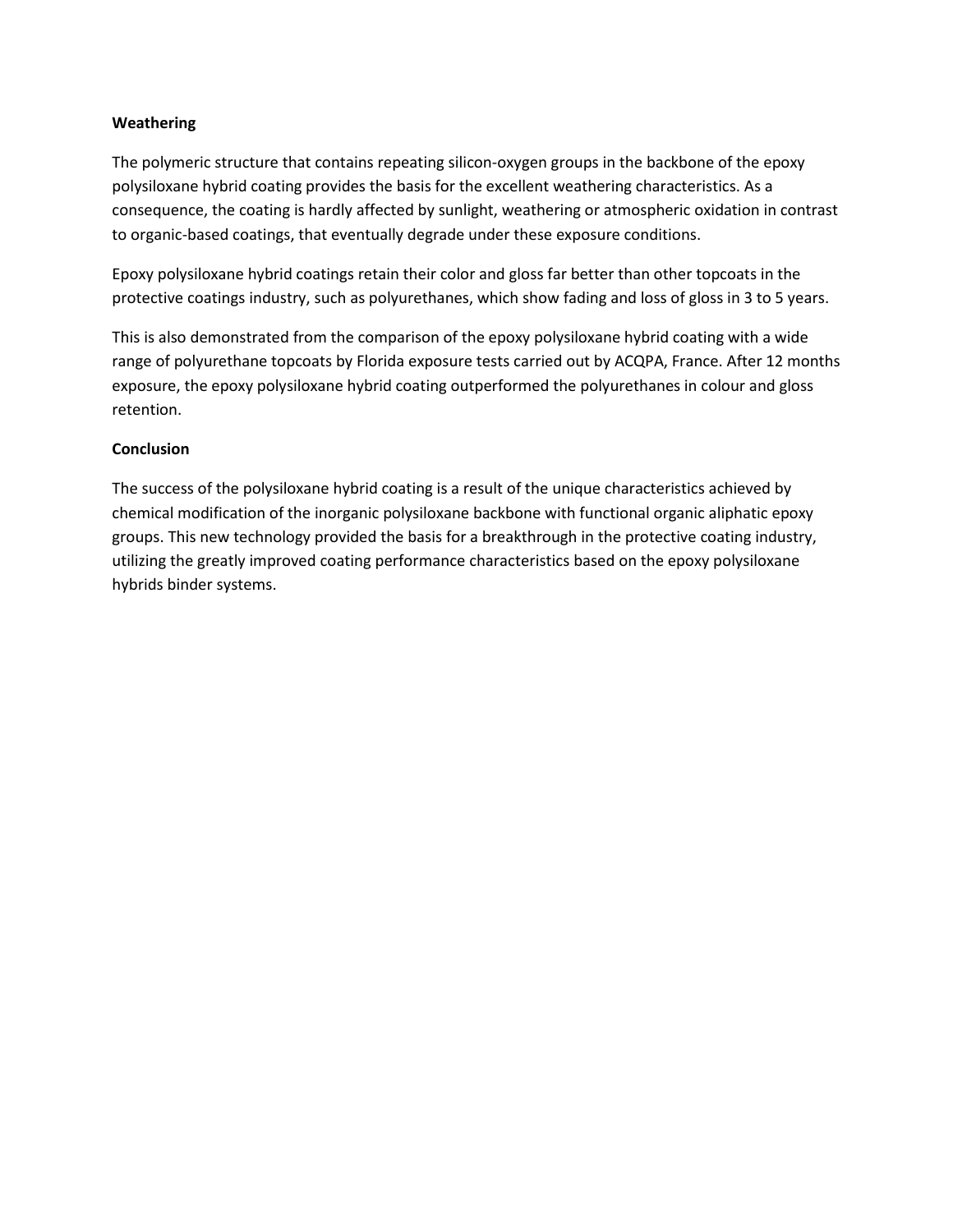**Weathering**

The polymeric structure that contains repeating silicon-oxygen groups in the backbone of the epoxy polysiloxane hybrid coating provides the basis for the excellent weathering characteristics. As a consequence, the coating is hardly affected by sunlight, weathering or atmospheric oxidation in contrast to organic-based coatings, that eventually degrade under these exposure conditions.

Epoxy polysiloxane hybrid coatings retain their color and gloss far better than other topcoats in the protective coatings industry, such as polyurethanes, which show fading and loss of gloss in 3 to 5 years.

This is also demonstrated from the comparison of the epoxy polysiloxane hybrid coating with a wide range of polyurethane topcoats by Florida exposure tests carried out by ACQPA, France. After 12 months exposure, the epoxy polysiloxane hybrid coating outperformed the polyurethanes in colour and gloss retention.

**Conclusion**

The success of the polysiloxane hybrid coating is a result of the unique characteristics achieved by chemical modification of the inorganic polysiloxane backbone with functional organic aliphatic epoxy groups. This new technology provided the basis for a breakthrough in the protective coating industry, utilizing the greatly improved coating performance characteristics based on the epoxy polysiloxane hybrids binder systems.